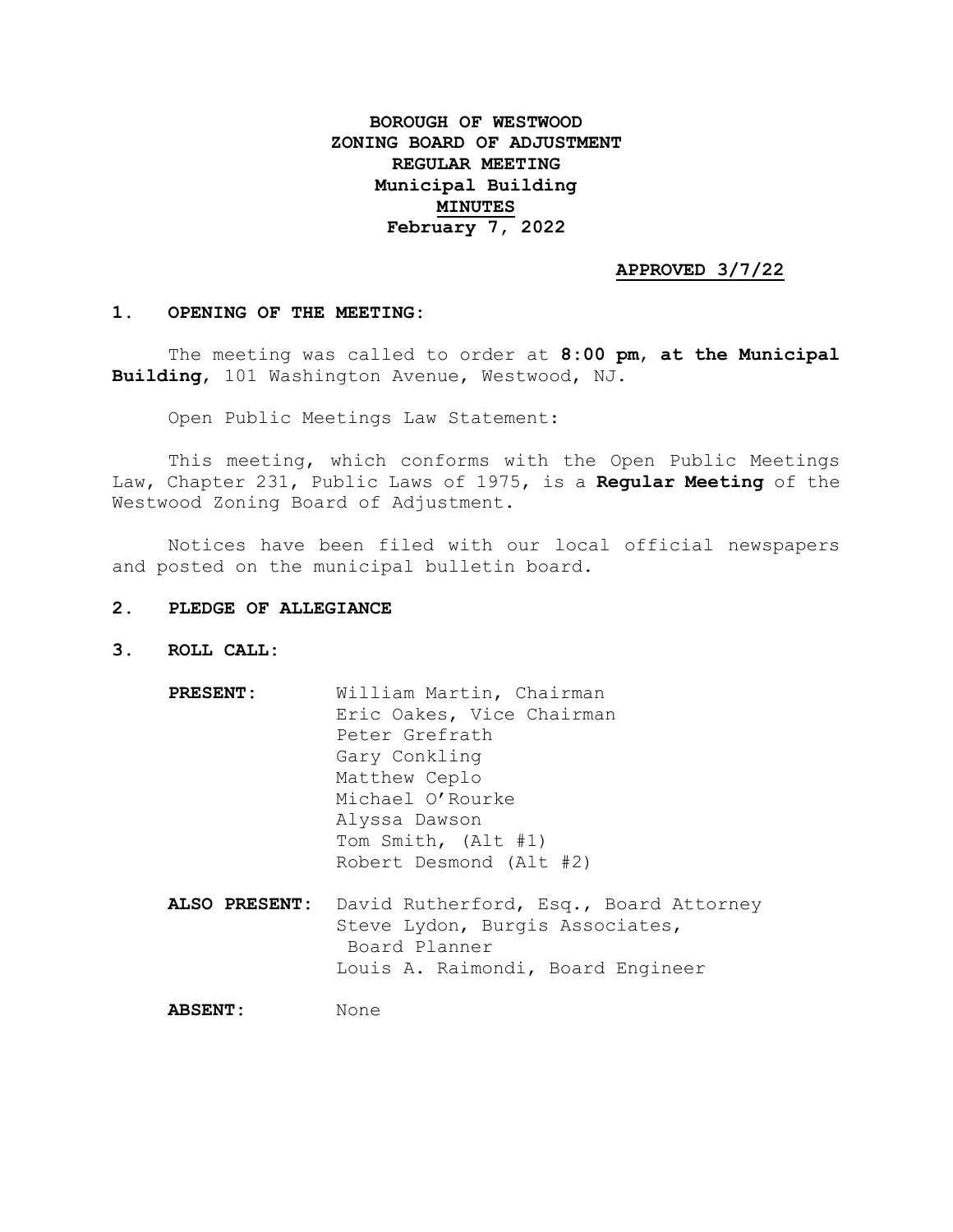**BOROUGH OF WESTWOOD**
**ZONING BOARD OF ADJUSTMENT**
**REGULAR MEETING**
**Municipal Building**
**MINUTES**
**February 7, 2022**

**APPROVED 3/7/22**

## 1. OPENING OF THE MEETING:

The meeting was called to order at **8:00 pm**, **at the Municipal Building**, 101 Washington Avenue, Westwood, NJ.

Open Public Meetings Law Statement:

This meeting, which conforms with the Open Public Meetings Law, Chapter 231, Public Laws of 1975, is a **Regular Meeting** of the Westwood Zoning Board of Adjustment.

Notices have been filed with our local official newspapers and posted on the municipal bulletin board.

## 2. PLEDGE OF ALLEGIANCE

## 3. ROLL CALL:

**PRESENT:**
William Martin, Chairman
Eric Oakes, Vice Chairman
Peter Grefrath
Gary Conkling
Matthew Ceplo
Michael O'Rourke
Alyssa Dawson
Tom Smith, (Alt #1)
Robert Desmond (Alt #2)

**ALSO PRESENT:**
David Rutherford, Esq., Board Attorney
Steve Lydon, Burgis Associates, Board Planner
Louis A. Raimondi, Board Engineer

**ABSENT:** None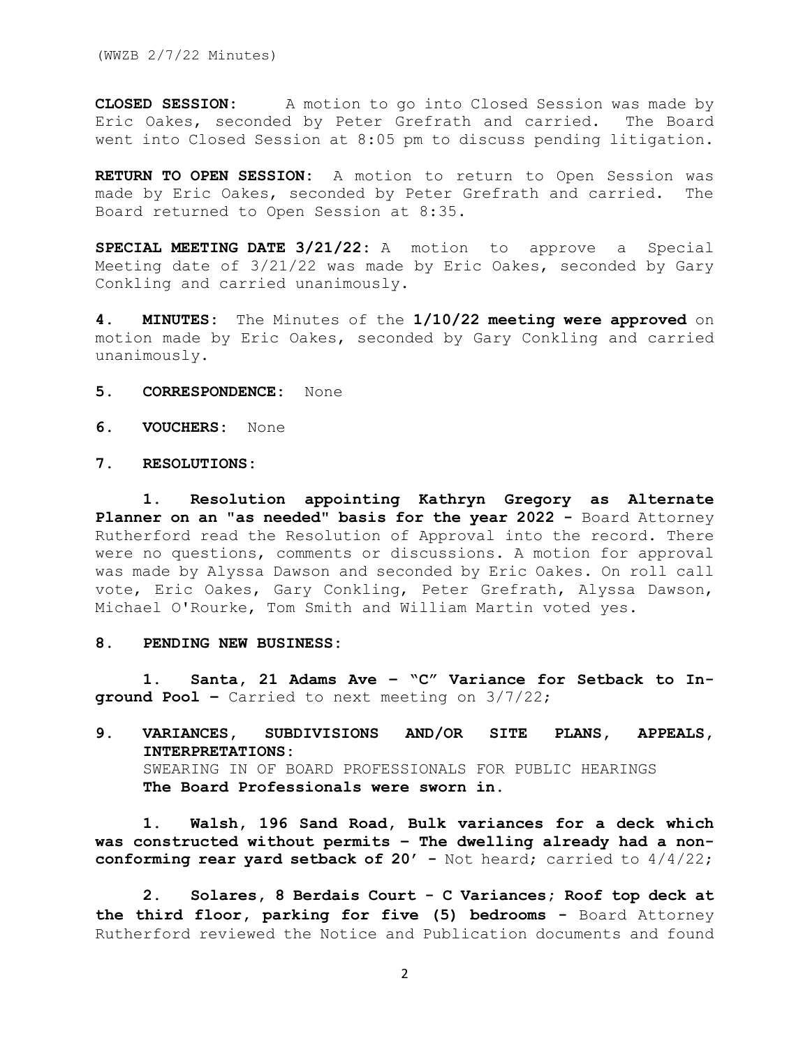**CLOSED SESSION:** A motion to go into Closed Session was made by Eric Oakes, seconded by Peter Grefrath and carried. The Board went into Closed Session at 8:05 pm to discuss pending litigation.

**RETURN TO OPEN SESSION:** A motion to return to Open Session was made by Eric Oakes, seconded by Peter Grefrath and carried. The Board returned to Open Session at 8:35.

**SPECIAL MEETING DATE 3/21/22:** A motion to approve a Special Meeting date of 3/21/22 was made by Eric Oakes, seconded by Gary Conkling and carried unanimously.

**4. MINUTES:** The Minutes of the **1/10/22 meeting were approved** on motion made by Eric Oakes, seconded by Gary Conkling and carried unanimously.

**5. CORRESPONDENCE:** None

**6. VOUCHERS:** None

**7. RESOLUTIONS:**

**1. Resolution appointing Kathryn Gregory as Alternate Planner on an "as needed" basis for the year 2022 -** Board Attorney Rutherford read the Resolution of Approval into the record. There were no questions, comments or discussions. A motion for approval was made by Alyssa Dawson and seconded by Eric Oakes. On roll call vote, Eric Oakes, Gary Conkling, Peter Grefrath, Alyssa Dawson, Michael O'Rourke, Tom Smith and William Martin voted yes.

**8. PENDING NEW BUSINESS:**

**1. Santa, 21 Adams Ave – "C" Variance for Setback to In-ground Pool –** Carried to next meeting on 3/7/22;

**9. VARIANCES, SUBDIVISIONS AND/OR SITE PLANS, APPEALS, INTERPRETATIONS:**
SWEARING IN OF BOARD PROFESSIONALS FOR PUBLIC HEARINGS
**The Board Professionals were sworn in.**

**1. Walsh, 196 Sand Road, Bulk variances for a deck which was constructed without permits – The dwelling already had a non-conforming rear yard setback of 20' -** Not heard; carried to 4/4/22;

**2. Solares, 8 Berdais Court - C Variances; Roof top deck at the third floor, parking for five (5) bedrooms -** Board Attorney Rutherford reviewed the Notice and Publication documents and found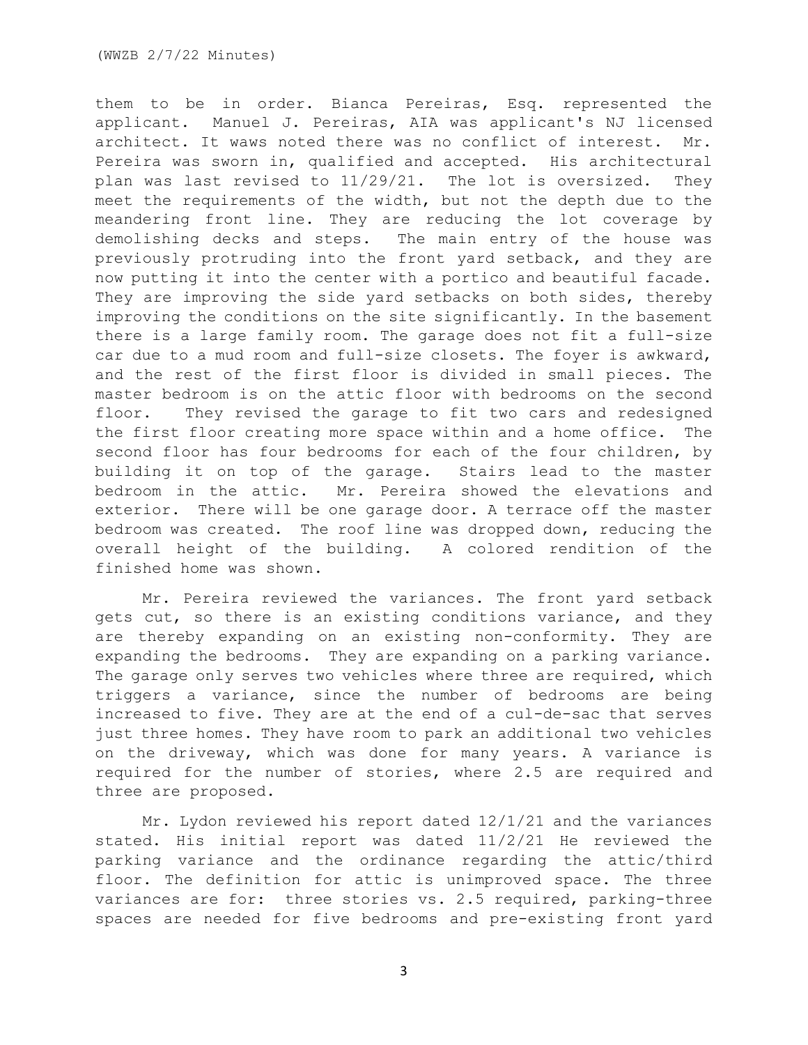them to be in order. Bianca Pereiras, Esq. represented the applicant. Manuel J. Pereiras, AIA was applicant's NJ licensed architect. It waws noted there was no conflict of interest. Mr. Pereira was sworn in, qualified and accepted. His architectural plan was last revised to 11/29/21. The lot is oversized. They meet the requirements of the width, but not the depth due to the meandering front line. They are reducing the lot coverage by demolishing decks and steps. The main entry of the house was previously protruding into the front yard setback, and they are now putting it into the center with a portico and beautiful facade. They are improving the side yard setbacks on both sides, thereby improving the conditions on the site significantly. In the basement there is a large family room. The garage does not fit a full-size car due to a mud room and full-size closets. The foyer is awkward, and the rest of the first floor is divided in small pieces. The master bedroom is on the attic floor with bedrooms on the second floor. They revised the garage to fit two cars and redesigned the first floor creating more space within and a home office. The second floor has four bedrooms for each of the four children, by building it on top of the garage. Stairs lead to the master bedroom in the attic. Mr. Pereira showed the elevations and exterior. There will be one garage door. A terrace off the master bedroom was created. The roof line was dropped down, reducing the overall height of the building. A colored rendition of the finished home was shown.

Mr. Pereira reviewed the variances. The front yard setback gets cut, so there is an existing conditions variance, and they are thereby expanding on an existing non-conformity. They are expanding the bedrooms. They are expanding on a parking variance. The garage only serves two vehicles where three are required, which triggers a variance, since the number of bedrooms are being increased to five. They are at the end of a cul-de-sac that serves just three homes. They have room to park an additional two vehicles on the driveway, which was done for many years. A variance is required for the number of stories, where 2.5 are required and three are proposed.

Mr. Lydon reviewed his report dated 12/1/21 and the variances stated. His initial report was dated 11/2/21 He reviewed the parking variance and the ordinance regarding the attic/third floor. The definition for attic is unimproved space. The three variances are for: three stories vs. 2.5 required, parking-three spaces are needed for five bedrooms and pre-existing front yard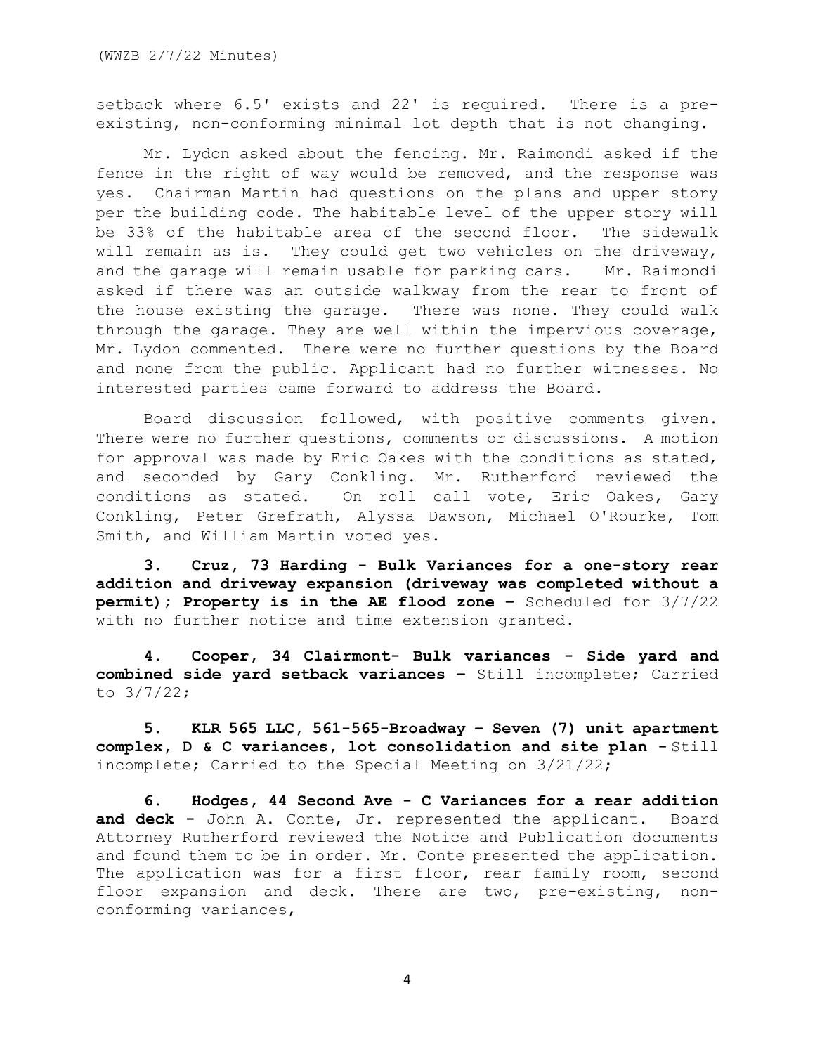setback where 6.5' exists and 22' is required. There is a pre-existing, non-conforming minimal lot depth that is not changing.

Mr. Lydon asked about the fencing. Mr. Raimondi asked if the fence in the right of way would be removed, and the response was yes. Chairman Martin had questions on the plans and upper story per the building code. The habitable level of the upper story will be 33% of the habitable area of the second floor. The sidewalk will remain as is. They could get two vehicles on the driveway, and the garage will remain usable for parking cars. Mr. Raimondi asked if there was an outside walkway from the rear to front of the house existing the garage. There was none. They could walk through the garage. They are well within the impervious coverage, Mr. Lydon commented. There were no further questions by the Board and none from the public. Applicant had no further witnesses. No interested parties came forward to address the Board.

Board discussion followed, with positive comments given. There were no further questions, comments or discussions. A motion for approval was made by Eric Oakes with the conditions as stated, and seconded by Gary Conkling. Mr. Rutherford reviewed the conditions as stated. On roll call vote, Eric Oakes, Gary Conkling, Peter Grefrath, Alyssa Dawson, Michael O'Rourke, Tom Smith, and William Martin voted yes.

**3. Cruz, 73 Harding - Bulk Variances for a one-story rear addition and driveway expansion (driveway was completed without a permit); Property is in the AE flood zone –** Scheduled for 3/7/22 with no further notice and time extension granted.

**4. Cooper, 34 Clairmont- Bulk variances - Side yard and combined side yard setback variances –** Still incomplete; Carried to 3/7/22;

**5. KLR 565 LLC, 561-565-Broadway – Seven (7) unit apartment complex, D & C variances, lot consolidation and site plan -** Still incomplete; Carried to the Special Meeting on 3/21/22;

**6. Hodges, 44 Second Ave - C Variances for a rear addition and deck -** John A. Conte, Jr. represented the applicant. Board Attorney Rutherford reviewed the Notice and Publication documents and found them to be in order. Mr. Conte presented the application. The application was for a first floor, rear family room, second floor expansion and deck. There are two, pre-existing, non-conforming variances,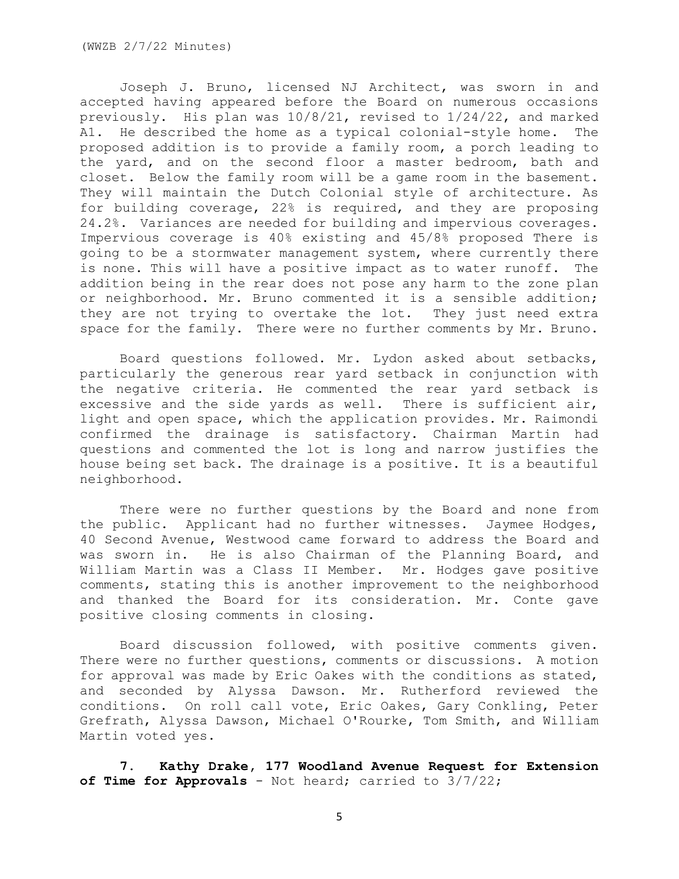Joseph J. Bruno, licensed NJ Architect, was sworn in and accepted having appeared before the Board on numerous occasions previously. His plan was 10/8/21, revised to 1/24/22, and marked A1. He described the home as a typical colonial-style home. The proposed addition is to provide a family room, a porch leading to the yard, and on the second floor a master bedroom, bath and closet. Below the family room will be a game room in the basement. They will maintain the Dutch Colonial style of architecture. As for building coverage, 22% is required, and they are proposing 24.2%. Variances are needed for building and impervious coverages. Impervious coverage is 40% existing and 45/8% proposed There is going to be a stormwater management system, where currently there is none. This will have a positive impact as to water runoff. The addition being in the rear does not pose any harm to the zone plan or neighborhood. Mr. Bruno commented it is a sensible addition; they are not trying to overtake the lot. They just need extra space for the family. There were no further comments by Mr. Bruno.

Board questions followed. Mr. Lydon asked about setbacks, particularly the generous rear yard setback in conjunction with the negative criteria. He commented the rear yard setback is excessive and the side yards as well. There is sufficient air, light and open space, which the application provides. Mr. Raimondi confirmed the drainage is satisfactory. Chairman Martin had questions and commented the lot is long and narrow justifies the house being set back. The drainage is a positive. It is a beautiful neighborhood.

There were no further questions by the Board and none from the public. Applicant had no further witnesses. Jaymee Hodges, 40 Second Avenue, Westwood came forward to address the Board and was sworn in. He is also Chairman of the Planning Board, and William Martin was a Class II Member. Mr. Hodges gave positive comments, stating this is another improvement to the neighborhood and thanked the Board for its consideration. Mr. Conte gave positive closing comments in closing.

Board discussion followed, with positive comments given. There were no further questions, comments or discussions. A motion for approval was made by Eric Oakes with the conditions as stated, and seconded by Alyssa Dawson. Mr. Rutherford reviewed the conditions. On roll call vote, Eric Oakes, Gary Conkling, Peter Grefrath, Alyssa Dawson, Michael O'Rourke, Tom Smith, and William Martin voted yes.

**7. Kathy Drake, 177 Woodland Avenue Request for Extension of Time for Approvals** - Not heard; carried to 3/7/22;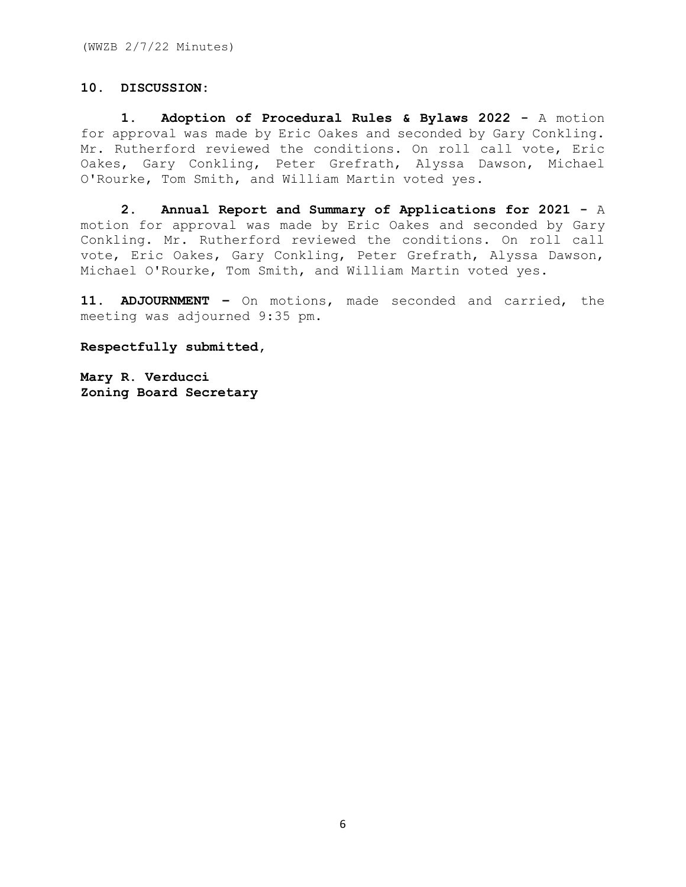**10. DISCUSSION:**

**1. Adoption of Procedural Rules & Bylaws 2022 -** A motion for approval was made by Eric Oakes and seconded by Gary Conkling. Mr. Rutherford reviewed the conditions. On roll call vote, Eric Oakes, Gary Conkling, Peter Grefrath, Alyssa Dawson, Michael O'Rourke, Tom Smith, and William Martin voted yes.

**2. Annual Report and Summary of Applications for 2021 -** A motion for approval was made by Eric Oakes and seconded by Gary Conkling. Mr. Rutherford reviewed the conditions. On roll call vote, Eric Oakes, Gary Conkling, Peter Grefrath, Alyssa Dawson, Michael O'Rourke, Tom Smith, and William Martin voted yes.

**11. ADJOURNMENT –** On motions, made seconded and carried, the meeting was adjourned 9:35 pm.

**Respectfully submitted,**

**Mary R. Verducci**
**Zoning Board Secretary**